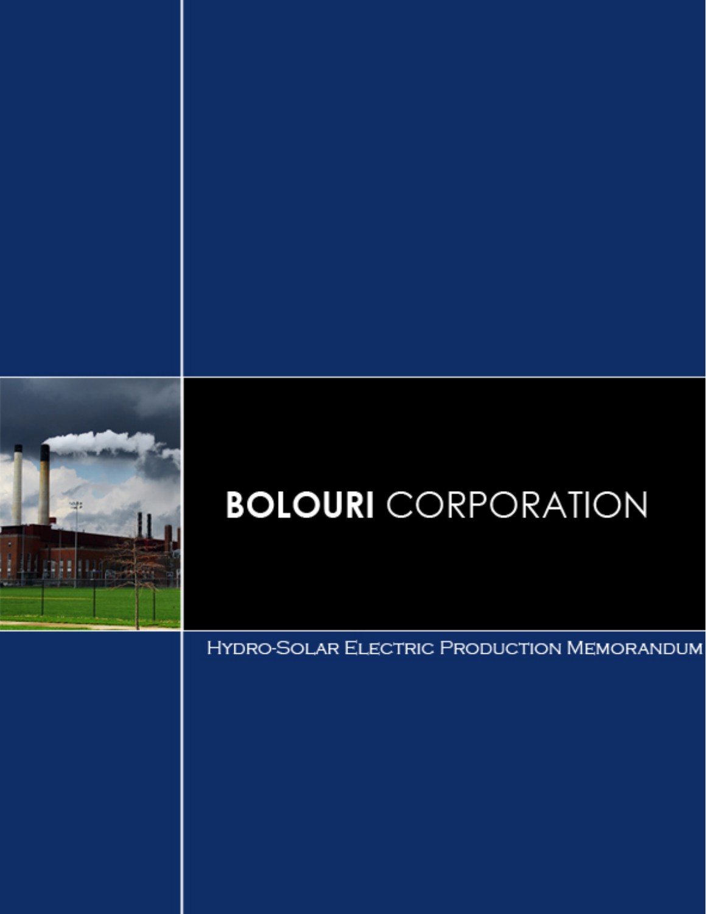# **BOLOURI** CORPORATION

Hydro-Solar Electric Production Memorandum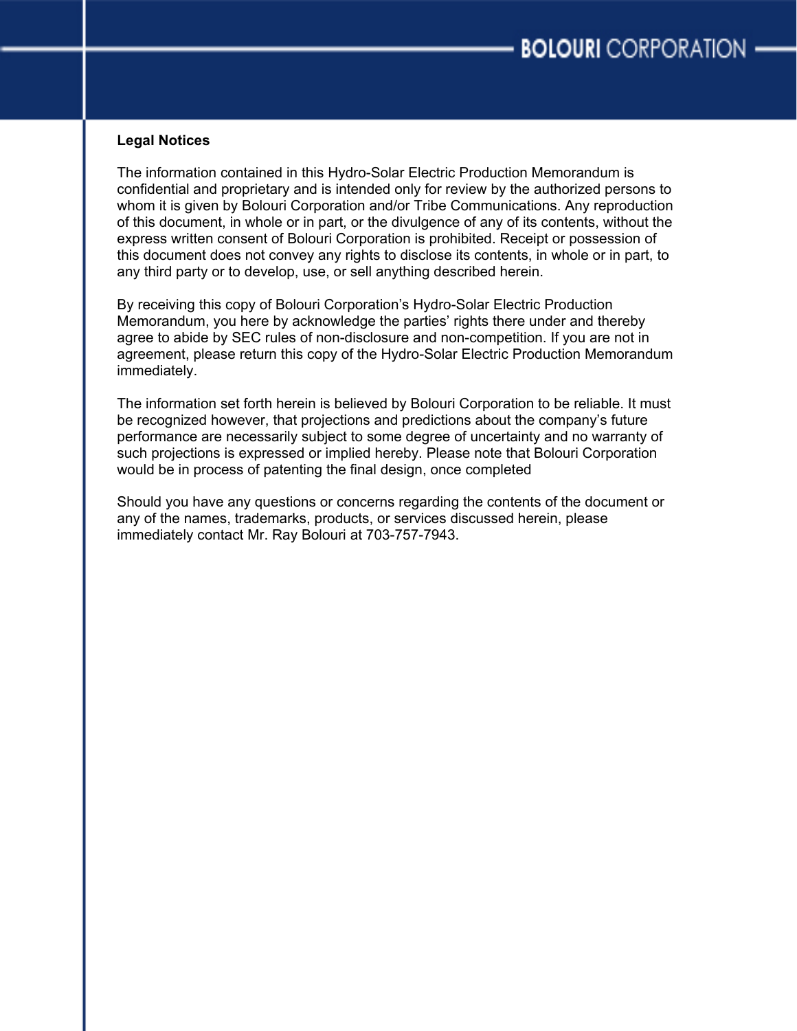**Legal Notices**

The information contained in this Hydro-Solar Electric Production Memorandum is confidential and proprietary and is intended only for review by the authorized persons to whom it is given by Bolouri Corporation and/or Tribe Communications. Any reproduction of this document, in whole or in part, or the divulgence of any of its contents, without the express written consent of Bolouri Corporation is prohibited. Receipt or possession of this document does not convey any rights to disclose its contents, in whole or in part, to any third party or to develop, use, or sell anything described herein.

By receiving this copy of Bolouri Corporation's Hydro-Solar Electric Production Memorandum, you here by acknowledge the parties' rights there under and thereby agree to abide by SEC rules of non-disclosure and non-competition. If you are not in agreement, please return this copy of the Hydro-Solar Electric Production Memorandum immediately.

The information set forth herein is believed by Bolouri Corporation to be reliable. It must be recognized however, that projections and predictions about the company's future performance are necessarily subject to some degree of uncertainty and no warranty of such projections is expressed or implied hereby. Please note that Bolouri Corporation would be in process of patenting the final design, once completed

Should you have any questions or concerns regarding the contents of the document or any of the names, trademarks, products, or services discussed herein, please immediately contact Mr. Ray Bolouri at 703-757-7943.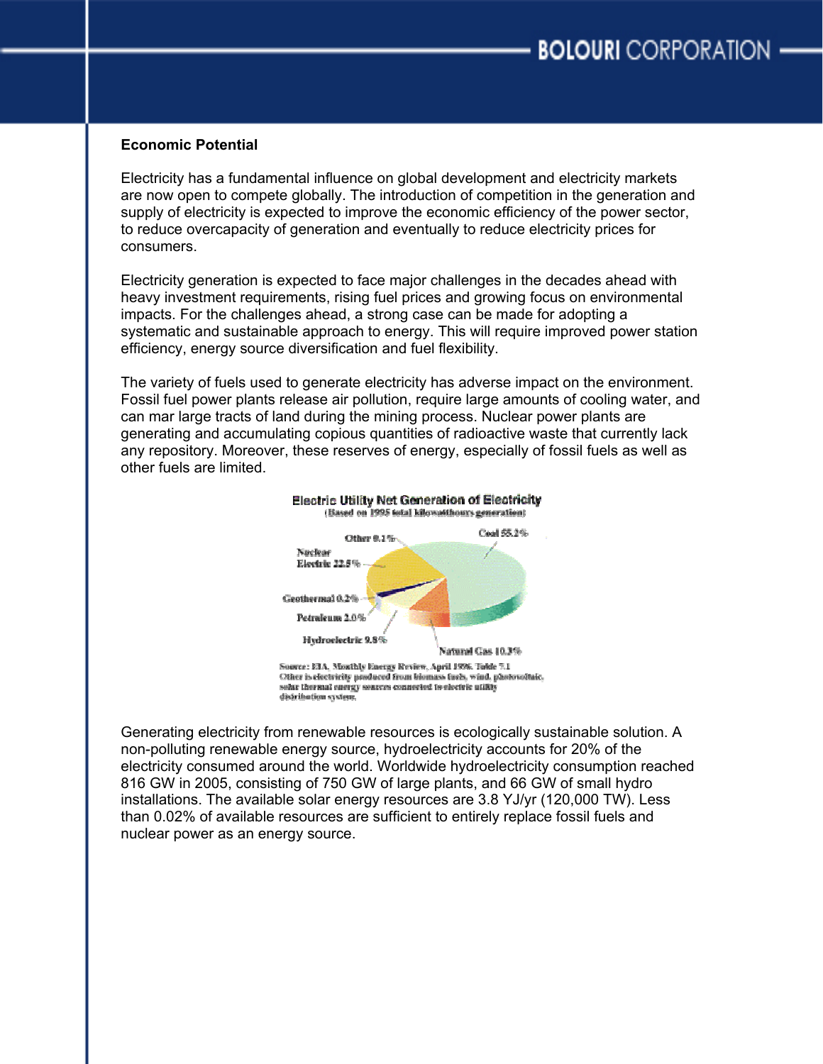**Economic Potential**

Electricity has a fundamental influence on global development and electricity markets are now open to compete globally. The introduction of competition in the generation and supply of electricity is expected to improve the economic efficiency of the power sector, to reduce overcapacity of generation and eventually to reduce electricity prices for consumers.

Electricity generation is expected to face major challenges in the decades ahead with heavy investment requirements, rising fuel prices and growing focus on environmental impacts. For the challenges ahead, a strong case can be made for adopting a systematic and sustainable approach to energy. This will require improved power station efficiency, energy source diversification and fuel flexibility.

The variety of fuels used to generate electricity has adverse impact on the environment. Fossil fuel power plants release air pollution, require large amounts of cooling water, and can mar large tracts of land during the mining process. Nuclear power plants are generating and accumulating copious quantities of radioactive waste that currently lack any repository. Moreover, these reserves of energy, especially of fossil fuels as well as other fuels are limited.

**Electric Utility Net Generation of Electricity**
(Based on 1995 total kilowatthours generation)

| Source | Share |
|---|---|
| Coal | 55.2% |
| Nuclear Electric | 22.5% |
| Natural Gas | 10.3% |
| Hydroelectric | 9.8% |
| Petroleum | 2.0% |
| Geothermal | 0.2% |
| Other | 0.1% |

Source: EIA, Monthly Energy Review, April 1996. Table 7.1
Other is electricity produced from biomass fuels, wind, photovoltaic, solar thermal energy sources connected to electric utility distribution system.

Generating electricity from renewable resources is ecologically sustainable solution. A non-polluting renewable energy source, hydroelectricity accounts for 20% of the electricity consumed around the world. Worldwide hydroelectricity consumption reached 816 GW in 2005, consisting of 750 GW of large plants, and 66 GW of small hydro installations. The available solar energy resources are 3.8 YJ/yr (120,000 TW). Less than 0.02% of available resources are sufficient to entirely replace fossil fuels and nuclear power as an energy source.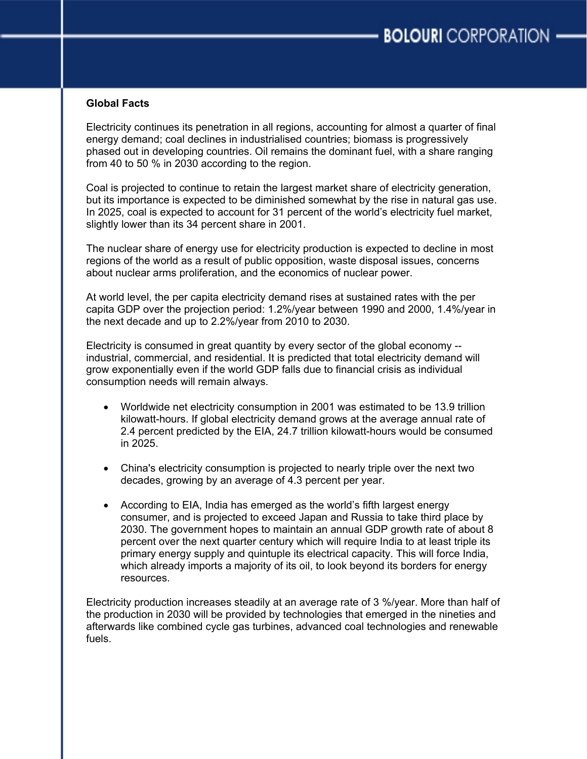**Global Facts**

Electricity continues its penetration in all regions, accounting for almost a quarter of final energy demand; coal declines in industrialised countries; biomass is progressively phased out in developing countries. Oil remains the dominant fuel, with a share ranging from 40 to 50 % in 2030 according to the region.

Coal is projected to continue to retain the largest market share of electricity generation, but its importance is expected to be diminished somewhat by the rise in natural gas use. In 2025, coal is expected to account for 31 percent of the world's electricity fuel market, slightly lower than its 34 percent share in 2001.

The nuclear share of energy use for electricity production is expected to decline in most regions of the world as a result of public opposition, waste disposal issues, concerns about nuclear arms proliferation, and the economics of nuclear power.

At world level, the per capita electricity demand rises at sustained rates with the per capita GDP over the projection period: 1.2%/year between 1990 and 2000, 1.4%/year in the next decade and up to 2.2%/year from 2010 to 2030.

Electricity is consumed in great quantity by every sector of the global economy -- industrial, commercial, and residential. It is predicted that total electricity demand will grow exponentially even if the world GDP falls due to financial crisis as individual consumption needs will remain always.

- Worldwide net electricity consumption in 2001 was estimated to be 13.9 trillion kilowatt-hours. If global electricity demand grows at the average annual rate of 2.4 percent predicted by the EIA, 24.7 trillion kilowatt-hours would be consumed in 2025.

- China's electricity consumption is projected to nearly triple over the next two decades, growing by an average of 4.3 percent per year.

- According to EIA, India has emerged as the world's fifth largest energy consumer, and is projected to exceed Japan and Russia to take third place by 2030. The government hopes to maintain an annual GDP growth rate of about 8 percent over the next quarter century which will require India to at least triple its primary energy supply and quintuple its electrical capacity. This will force India, which already imports a majority of its oil, to look beyond its borders for energy resources.

Electricity production increases steadily at an average rate of 3 %/year. More than half of the production in 2030 will be provided by technologies that emerged in the nineties and afterwards like combined cycle gas turbines, advanced coal technologies and renewable fuels.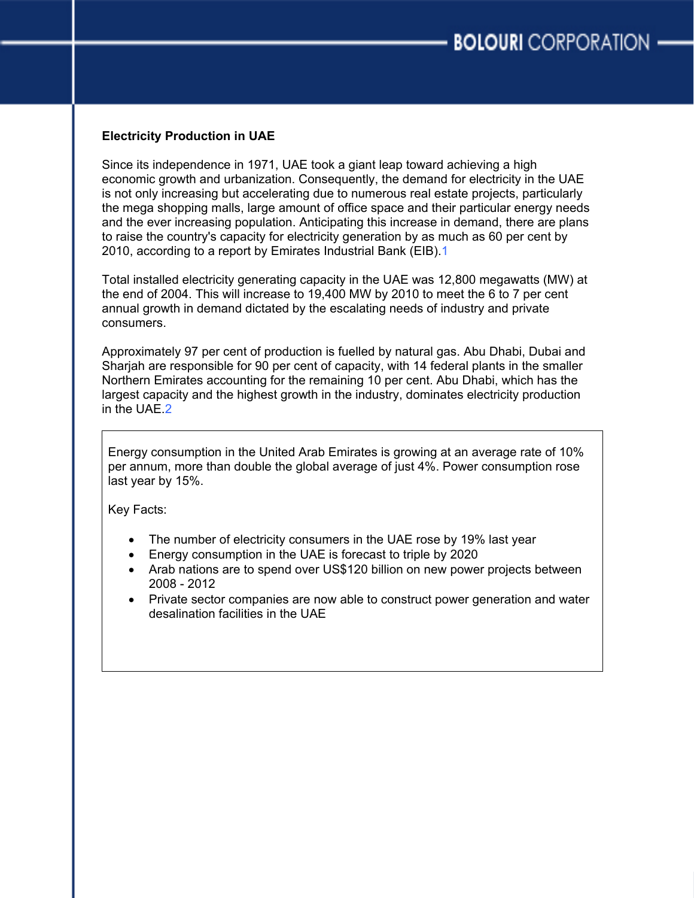**Electricity Production in UAE**

Since its independence in 1971, UAE took a giant leap toward achieving a high economic growth and urbanization. Consequently, the demand for electricity in the UAE is not only increasing but accelerating due to numerous real estate projects, particularly the mega shopping malls, large amount of office space and their particular energy needs and the ever increasing population. Anticipating this increase in demand, there are plans to raise the country's capacity for electricity generation by as much as 60 per cent by 2010, according to a report by Emirates Industrial Bank (EIB).[1]

Total installed electricity generating capacity in the UAE was 12,800 megawatts (MW) at the end of 2004. This will increase to 19,400 MW by 2010 to meet the 6 to 7 per cent annual growth in demand dictated by the escalating needs of industry and private consumers.

Approximately 97 per cent of production is fuelled by natural gas. Abu Dhabi, Dubai and Sharjah are responsible for 90 per cent of capacity, with 14 federal plants in the smaller Northern Emirates accounting for the remaining 10 per cent. Abu Dhabi, which has the largest capacity and the highest growth in the industry, dominates electricity production in the UAE.[2]

Energy consumption in the United Arab Emirates is growing at an average rate of 10% per annum, more than double the global average of just 4%. Power consumption rose last year by 15%.

Key Facts:

- The number of electricity consumers in the UAE rose by 19% last year
- Energy consumption in the UAE is forecast to triple by 2020
- Arab nations are to spend over US$120 billion on new power projects between 2008 - 2012
- Private sector companies are now able to construct power generation and water desalination facilities in the UAE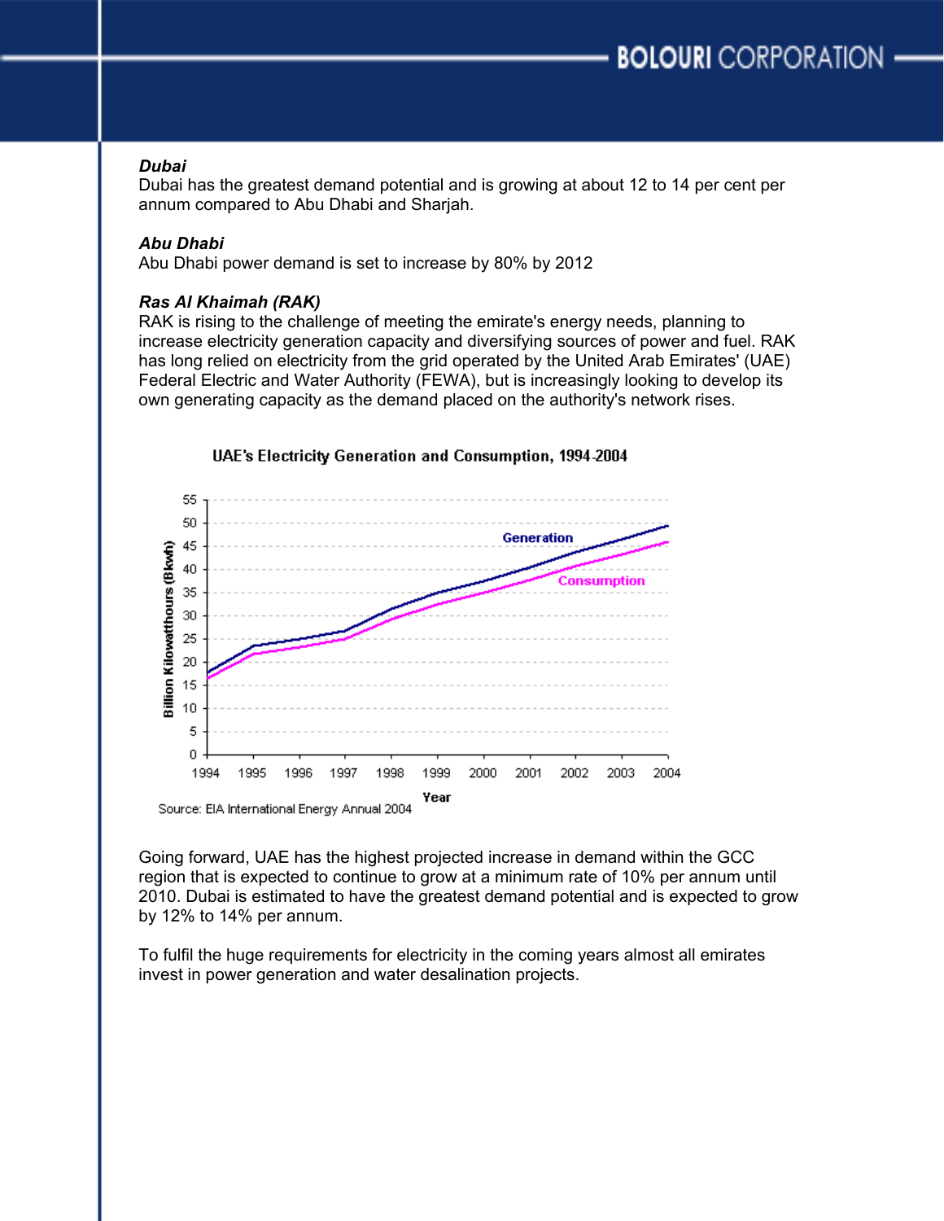***Dubai***

Dubai has the greatest demand potential and is growing at about 12 to 14 per cent per annum compared to Abu Dhabi and Sharjah.

***Abu Dhabi***

Abu Dhabi power demand is set to increase by 80% by 2012

***Ras Al Khaimah (RAK)***

RAK is rising to the challenge of meeting the emirate's energy needs, planning to increase electricity generation capacity and diversifying sources of power and fuel. RAK has long relied on electricity from the grid operated by the United Arab Emirates' (UAE) Federal Electric and Water Authority (FEWA), but is increasingly looking to develop its own generating capacity as the demand placed on the authority's network rises.

**UAE's Electricity Generation and Consumption, 1994-2004**

Source: EIA International Energy Annual 2004

Going forward, UAE has the highest projected increase in demand within the GCC region that is expected to continue to grow at a minimum rate of 10% per annum until 2010. Dubai is estimated to have the greatest demand potential and is expected to grow by 12% to 14% per annum.

To fulfil the huge requirements for electricity in the coming years almost all emirates invest in power generation and water desalination projects.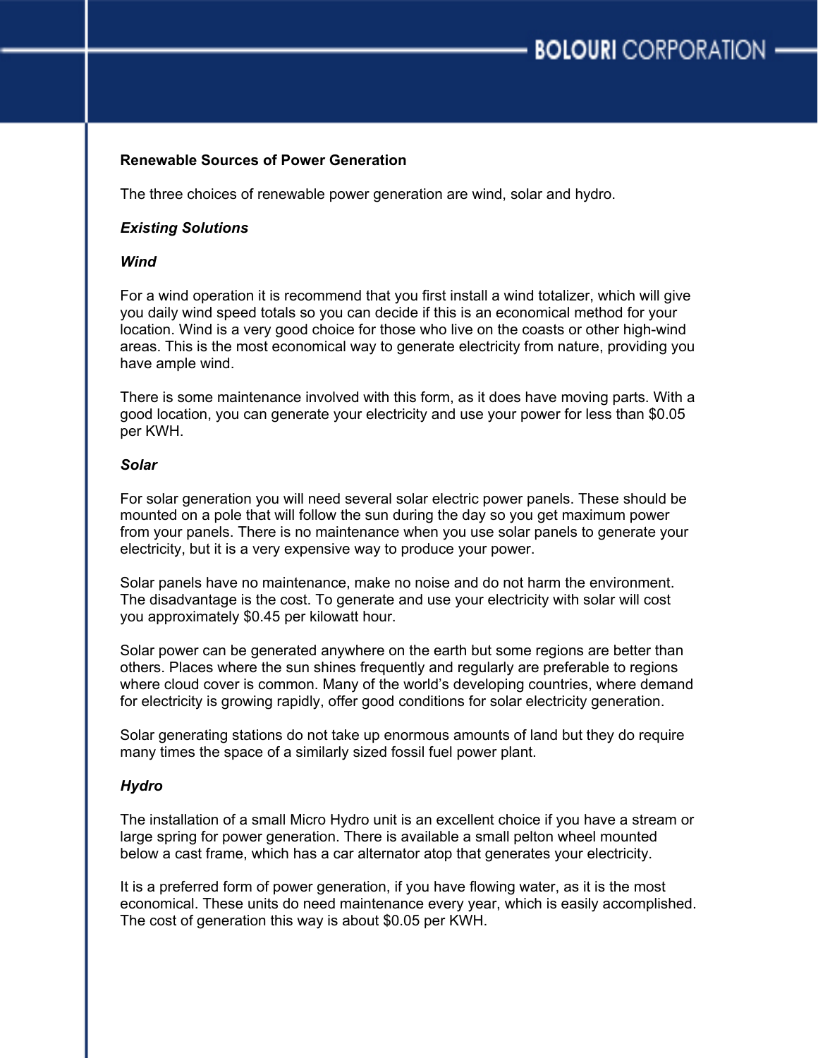**Renewable Sources of Power Generation**

The three choices of renewable power generation are wind, solar and hydro.

***Existing Solutions***

***Wind***

For a wind operation it is recommend that you first install a wind totalizer, which will give you daily wind speed totals so you can decide if this is an economical method for your location. Wind is a very good choice for those who live on the coasts or other high-wind areas. This is the most economical way to generate electricity from nature, providing you have ample wind.

There is some maintenance involved with this form, as it does have moving parts. With a good location, you can generate your electricity and use your power for less than $0.05 per KWH.

***Solar***

For solar generation you will need several solar electric power panels. These should be mounted on a pole that will follow the sun during the day so you get maximum power from your panels. There is no maintenance when you use solar panels to generate your electricity, but it is a very expensive way to produce your power.

Solar panels have no maintenance, make no noise and do not harm the environment. The disadvantage is the cost. To generate and use your electricity with solar will cost you approximately $0.45 per kilowatt hour.

Solar power can be generated anywhere on the earth but some regions are better than others. Places where the sun shines frequently and regularly are preferable to regions where cloud cover is common. Many of the world's developing countries, where demand for electricity is growing rapidly, offer good conditions for solar electricity generation.

Solar generating stations do not take up enormous amounts of land but they do require many times the space of a similarly sized fossil fuel power plant.

***Hydro***

The installation of a small Micro Hydro unit is an excellent choice if you have a stream or large spring for power generation. There is available a small pelton wheel mounted below a cast frame, which has a car alternator atop that generates your electricity.

It is a preferred form of power generation, if you have flowing water, as it is the most economical. These units do need maintenance every year, which is easily accomplished. The cost of generation this way is about $0.05 per KWH.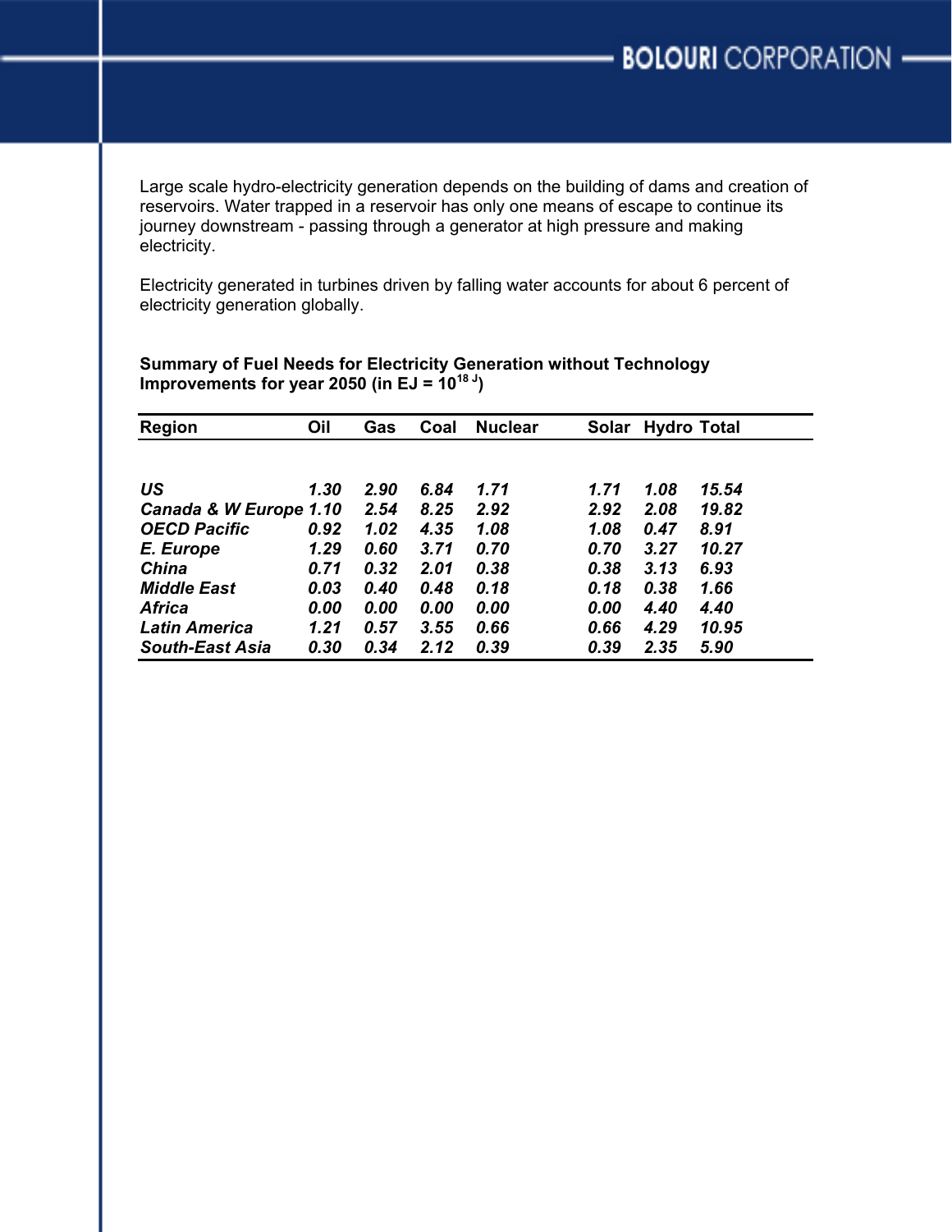Large scale hydro-electricity generation depends on the building of dams and creation of reservoirs. Water trapped in a reservoir has only one means of escape to continue its journey downstream - passing through a generator at high pressure and making electricity.

Electricity generated in turbines driven by falling water accounts for about 6 percent of electricity generation globally.

**Summary of Fuel Needs for Electricity Generation without Technology Improvements for year 2050 (in EJ = $10^{18}$ J)**

| Region | Oil | Gas | Coal | Nuclear | Solar | Hydro | Total |
|---|---|---|---|---|---|---|---|
| ***US*** | ***1.30*** | ***2.90*** | ***6.84*** | ***1.71*** | ***1.71*** | ***1.08*** | ***15.54*** |
| ***Canada & W Europe*** | ***1.10*** | ***2.54*** | ***8.25*** | ***2.92*** | ***2.92*** | ***2.08*** | ***19.82*** |
| ***OECD Pacific*** | ***0.92*** | ***1.02*** | ***4.35*** | ***1.08*** | ***1.08*** | ***0.47*** | ***8.91*** |
| ***E. Europe*** | ***1.29*** | ***0.60*** | ***3.71*** | ***0.70*** | ***0.70*** | ***3.27*** | ***10.27*** |
| ***China*** | ***0.71*** | ***0.32*** | ***2.01*** | ***0.38*** | ***0.38*** | ***3.13*** | ***6.93*** |
| ***Middle East*** | ***0.03*** | ***0.40*** | ***0.48*** | ***0.18*** | ***0.18*** | ***0.38*** | ***1.66*** |
| ***Africa*** | ***0.00*** | ***0.00*** | ***0.00*** | ***0.00*** | ***0.00*** | ***4.40*** | ***4.40*** |
| ***Latin America*** | ***1.21*** | ***0.57*** | ***3.55*** | ***0.66*** | ***0.66*** | ***4.29*** | ***10.95*** |
| ***South-East Asia*** | ***0.30*** | ***0.34*** | ***2.12*** | ***0.39*** | ***0.39*** | ***2.35*** | ***5.90*** |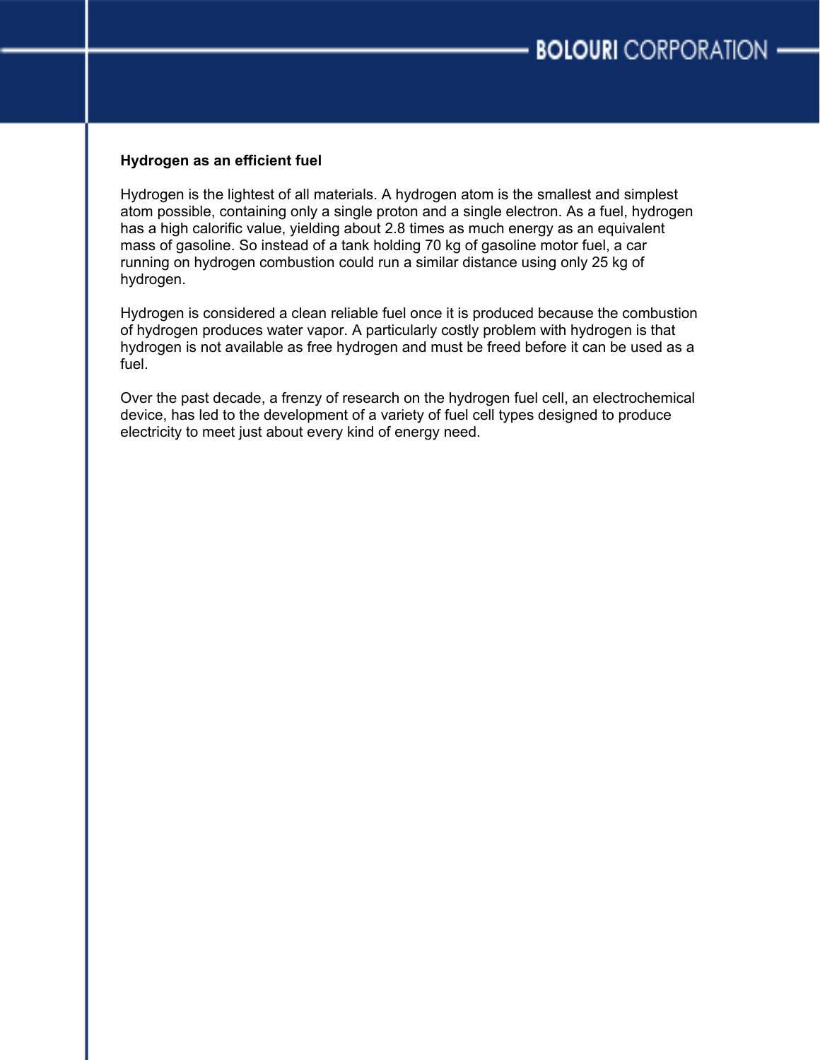**Hydrogen as an efficient fuel**

Hydrogen is the lightest of all materials. A hydrogen atom is the smallest and simplest atom possible, containing only a single proton and a single electron. As a fuel, hydrogen has a high calorific value, yielding about 2.8 times as much energy as an equivalent mass of gasoline. So instead of a tank holding 70 kg of gasoline motor fuel, a car running on hydrogen combustion could run a similar distance using only 25 kg of hydrogen.

Hydrogen is considered a clean reliable fuel once it is produced because the combustion of hydrogen produces water vapor. A particularly costly problem with hydrogen is that hydrogen is not available as free hydrogen and must be freed before it can be used as a fuel.

Over the past decade, a frenzy of research on the hydrogen fuel cell, an electrochemical device, has led to the development of a variety of fuel cell types designed to produce electricity to meet just about every kind of energy need.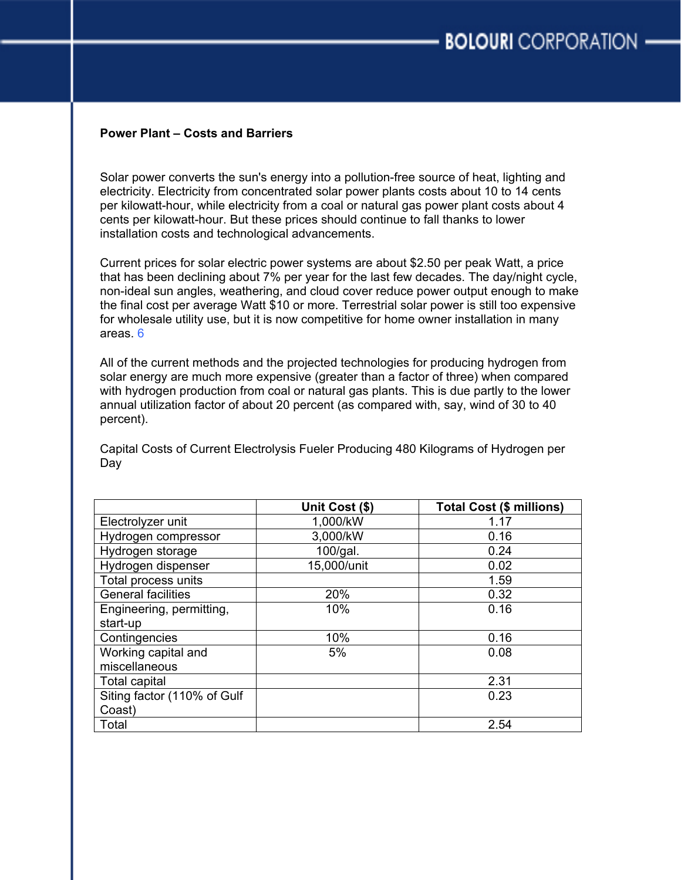**Power Plant – Costs and Barriers**

Solar power converts the sun's energy into a pollution-free source of heat, lighting and electricity. Electricity from concentrated solar power plants costs about 10 to 14 cents per kilowatt-hour, while electricity from a coal or natural gas power plant costs about 4 cents per kilowatt-hour. But these prices should continue to fall thanks to lower installation costs and technological advancements.

Current prices for solar electric power systems are about $2.50 per peak Watt, a price that has been declining about 7% per year for the last few decades. The day/night cycle, non-ideal sun angles, weathering, and cloud cover reduce power output enough to make the final cost per average Watt $10 or more. Terrestrial solar power is still too expensive for wholesale utility use, but it is now competitive for home owner installation in many areas. [6]

All of the current methods and the projected technologies for producing hydrogen from solar energy are much more expensive (greater than a factor of three) when compared with hydrogen production from coal or natural gas plants. This is due partly to the lower annual utilization factor of about 20 percent (as compared with, say, wind of 30 to 40 percent).

Capital Costs of Current Electrolysis Fueler Producing 480 Kilograms of Hydrogen per Day

| | Unit Cost ($) | Total Cost ($ millions) |
|---|---|---|
| Electrolyzer unit | 1,000/kW | 1.17 |
| Hydrogen compressor | 3,000/kW | 0.16 |
| Hydrogen storage | 100/gal. | 0.24 |
| Hydrogen dispenser | 15,000/unit | 0.02 |
| Total process units | | 1.59 |
| General facilities | 20% | 0.32 |
| Engineering, permitting, start-up | 10% | 0.16 |
| Contingencies | 10% | 0.16 |
| Working capital and miscellaneous | 5% | 0.08 |
| Total capital | | 2.31 |
| Siting factor (110% of Gulf Coast) | | 0.23 |
| Total | | 2.54 |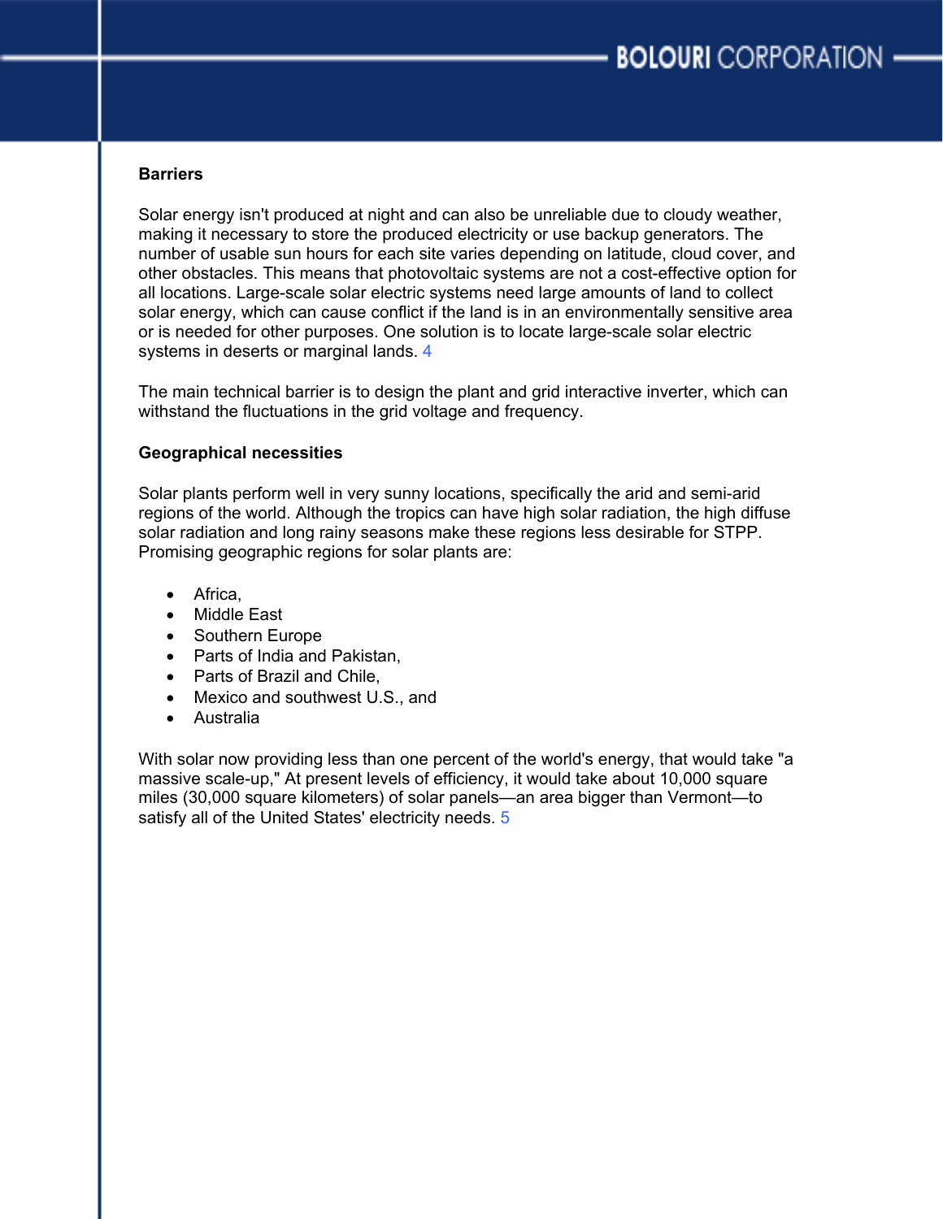**Barriers**

Solar energy isn't produced at night and can also be unreliable due to cloudy weather, making it necessary to store the produced electricity or use backup generators. The number of usable sun hours for each site varies depending on latitude, cloud cover, and other obstacles. This means that photovoltaic systems are not a cost-effective option for all locations. Large-scale solar electric systems need large amounts of land to collect solar energy, which can cause conflict if the land is in an environmentally sensitive area or is needed for other purposes. One solution is to locate large-scale solar electric systems in deserts or marginal lands. 4

The main technical barrier is to design the plant and grid interactive inverter, which can withstand the fluctuations in the grid voltage and frequency.

**Geographical necessities**

Solar plants perform well in very sunny locations, specifically the arid and semi-arid regions of the world. Although the tropics can have high solar radiation, the high diffuse solar radiation and long rainy seasons make these regions less desirable for STPP. Promising geographic regions for solar plants are:

- Africa,
- Middle East
- Southern Europe
- Parts of India and Pakistan,
- Parts of Brazil and Chile,
- Mexico and southwest U.S., and
- Australia

With solar now providing less than one percent of the world's energy, that would take "a massive scale-up," At present levels of efficiency, it would take about 10,000 square miles (30,000 square kilometers) of solar panels—an area bigger than Vermont—to satisfy all of the United States' electricity needs. 5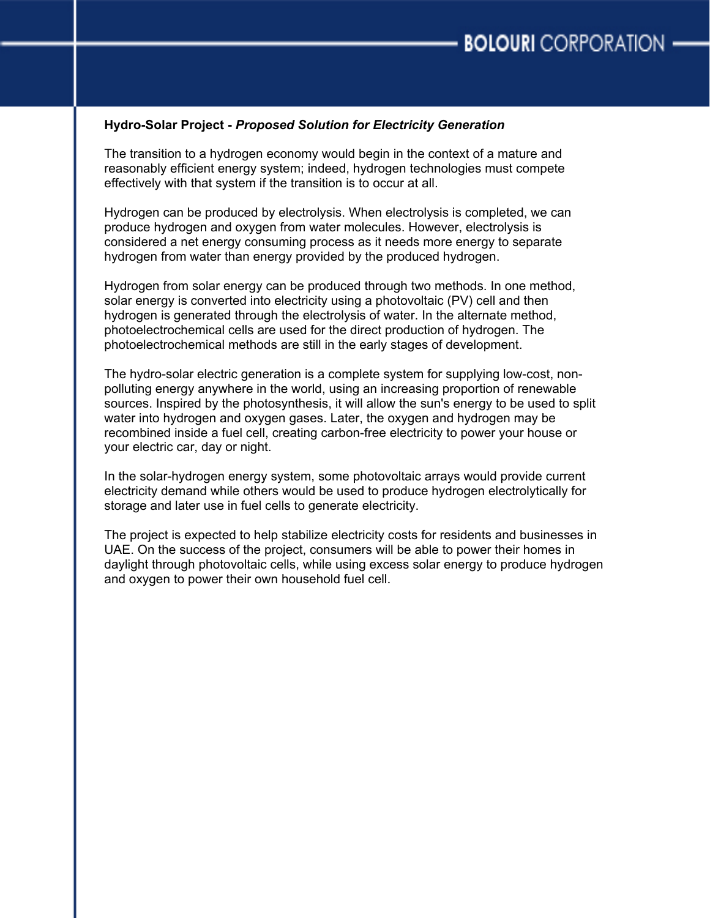**Hydro-Solar Project -** ***Proposed Solution for Electricity Generation***

The transition to a hydrogen economy would begin in the context of a mature and reasonably efficient energy system; indeed, hydrogen technologies must compete effectively with that system if the transition is to occur at all.

Hydrogen can be produced by electrolysis. When electrolysis is completed, we can produce hydrogen and oxygen from water molecules. However, electrolysis is considered a net energy consuming process as it needs more energy to separate hydrogen from water than energy provided by the produced hydrogen.

Hydrogen from solar energy can be produced through two methods. In one method, solar energy is converted into electricity using a photovoltaic (PV) cell and then hydrogen is generated through the electrolysis of water. In the alternate method, photoelectrochemical cells are used for the direct production of hydrogen. The photoelectrochemical methods are still in the early stages of development.

The hydro-solar electric generation is a complete system for supplying low-cost, non-polluting energy anywhere in the world, using an increasing proportion of renewable sources. Inspired by the photosynthesis, it will allow the sun's energy to be used to split water into hydrogen and oxygen gases. Later, the oxygen and hydrogen may be recombined inside a fuel cell, creating carbon-free electricity to power your house or your electric car, day or night.

In the solar-hydrogen energy system, some photovoltaic arrays would provide current electricity demand while others would be used to produce hydrogen electrolytically for storage and later use in fuel cells to generate electricity.

The project is expected to help stabilize electricity costs for residents and businesses in UAE. On the success of the project, consumers will be able to power their homes in daylight through photovoltaic cells, while using excess solar energy to produce hydrogen and oxygen to power their own household fuel cell.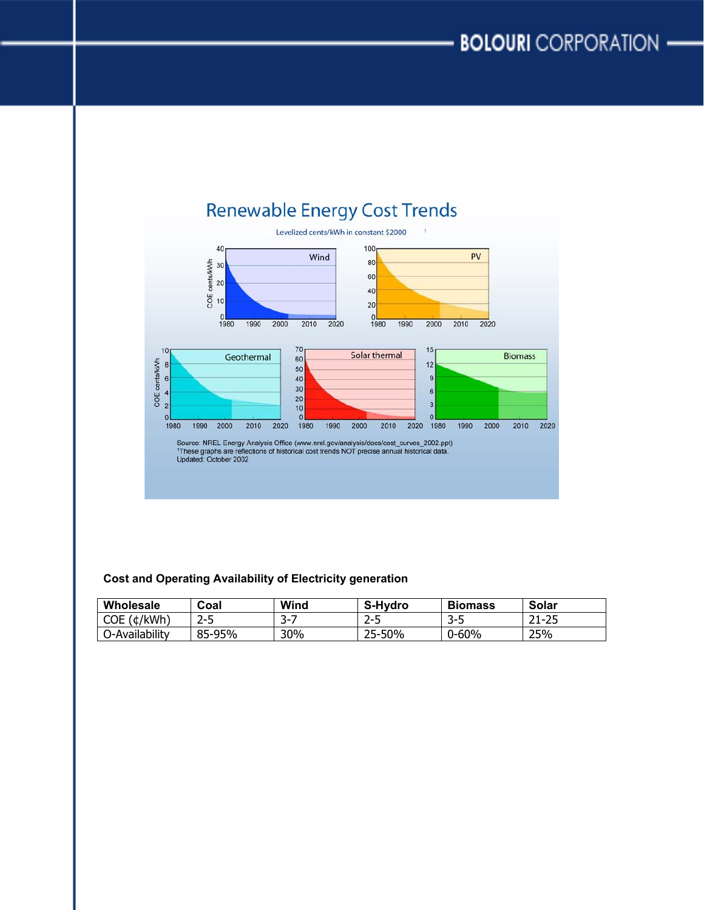## Renewable Energy Cost Trends

Levelized cents/kWh in constant $2000 [1]

Wind | PV | Geothermal | Solar thermal | Biomass

Source: NREL Energy Analysis Office (www.nrel.gov/analysis/docs/cost_curves_2002.ppt)
[1] These graphs are reflections of historical cost trends NOT precise annual historical data.
Updated: October 2002

**Cost and Operating Availability of Electricity generation**

| Wholesale | Coal | Wind | S-Hydro | Biomass | Solar |
|---|---|---|---|---|---|
| COE (¢/kWh) | 2-5 | 3-7 | 2-5 | 3-5 | 21-25 |
| O-Availability | 85-95% | 30% | 25-50% | 0-60% | 25% |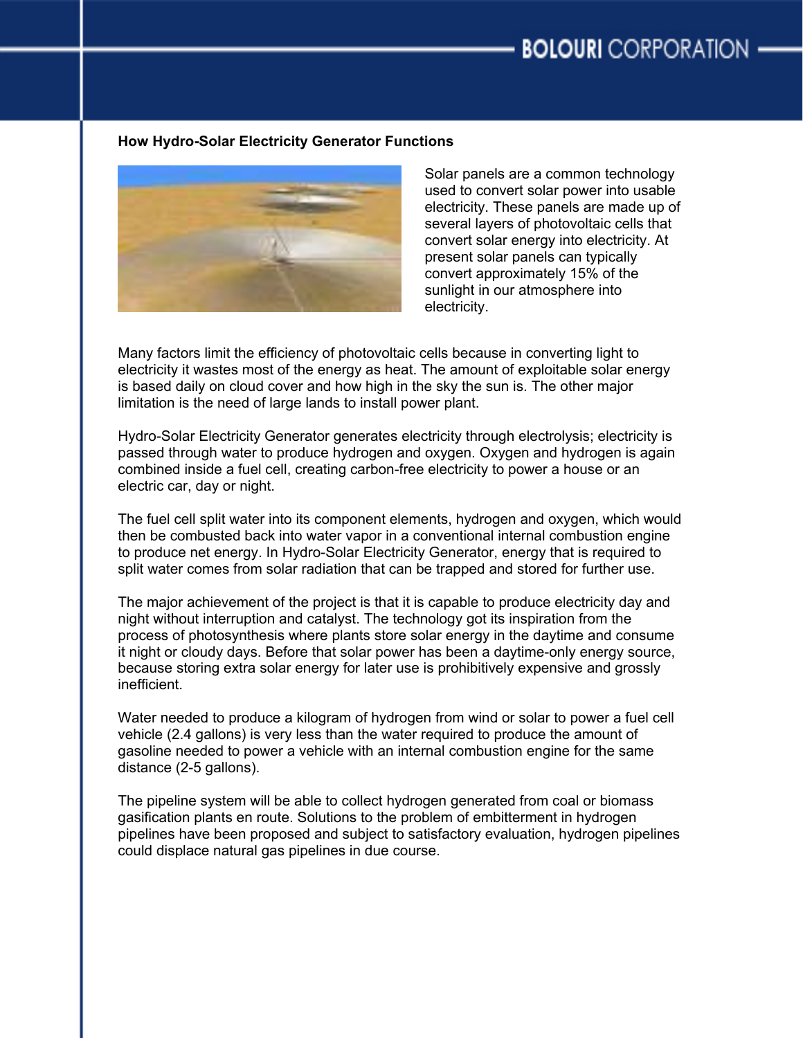### How Hydro-Solar Electricity Generator Functions

Solar panels are a common technology used to convert solar power into usable electricity. These panels are made up of several layers of photovoltaic cells that convert solar energy into electricity. At present solar panels can typically convert approximately 15% of the sunlight in our atmosphere into electricity.

Many factors limit the efficiency of photovoltaic cells because in converting light to electricity it wastes most of the energy as heat. The amount of exploitable solar energy is based daily on cloud cover and how high in the sky the sun is. The other major limitation is the need of large lands to install power plant.

Hydro-Solar Electricity Generator generates electricity through electrolysis; electricity is passed through water to produce hydrogen and oxygen. Oxygen and hydrogen is again combined inside a fuel cell, creating carbon-free electricity to power a house or an electric car, day or night.

The fuel cell split water into its component elements, hydrogen and oxygen, which would then be combusted back into water vapor in a conventional internal combustion engine to produce net energy. In Hydro-Solar Electricity Generator, energy that is required to split water comes from solar radiation that can be trapped and stored for further use.

The major achievement of the project is that it is capable to produce electricity day and night without interruption and catalyst. The technology got its inspiration from the process of photosynthesis where plants store solar energy in the daytime and consume it night or cloudy days. Before that solar power has been a daytime-only energy source, because storing extra solar energy for later use is prohibitively expensive and grossly inefficient.

Water needed to produce a kilogram of hydrogen from wind or solar to power a fuel cell vehicle (2.4 gallons) is very less than the water required to produce the amount of gasoline needed to power a vehicle with an internal combustion engine for the same distance (2-5 gallons).

The pipeline system will be able to collect hydrogen generated from coal or biomass gasification plants en route. Solutions to the problem of embitterment in hydrogen pipelines have been proposed and subject to satisfactory evaluation, hydrogen pipelines could displace natural gas pipelines in due course.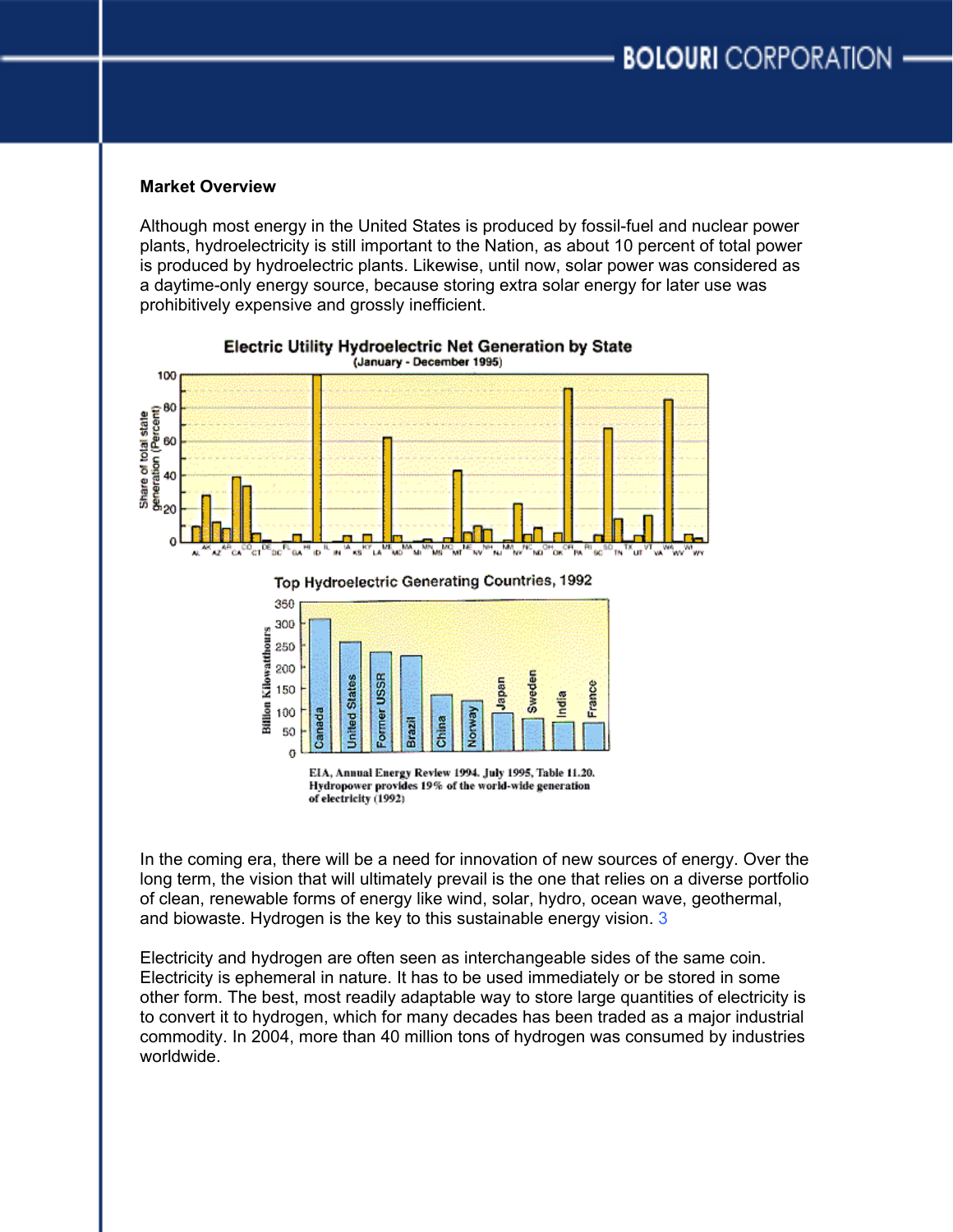**Market Overview**

Although most energy in the United States is produced by fossil-fuel and nuclear power plants, hydroelectricity is still important to the Nation, as about 10 percent of total power is produced by hydroelectric plants. Likewise, until now, solar power was considered as a daytime-only energy source, because storing extra solar energy for later use was prohibitively expensive and grossly inefficient.

In the coming era, there will be a need for innovation of new sources of energy. Over the long term, the vision that will ultimately prevail is the one that relies on a diverse portfolio of clean, renewable forms of energy like wind, solar, hydro, ocean wave, geothermal, and biowaste. Hydrogen is the key to this sustainable energy vision. 3

Electricity and hydrogen are often seen as interchangeable sides of the same coin. Electricity is ephemeral in nature. It has to be used immediately or be stored in some other form. The best, most readily adaptable way to store large quantities of electricity is to convert it to hydrogen, which for many decades has been traded as a major industrial commodity. In 2004, more than 40 million tons of hydrogen was consumed by industries worldwide.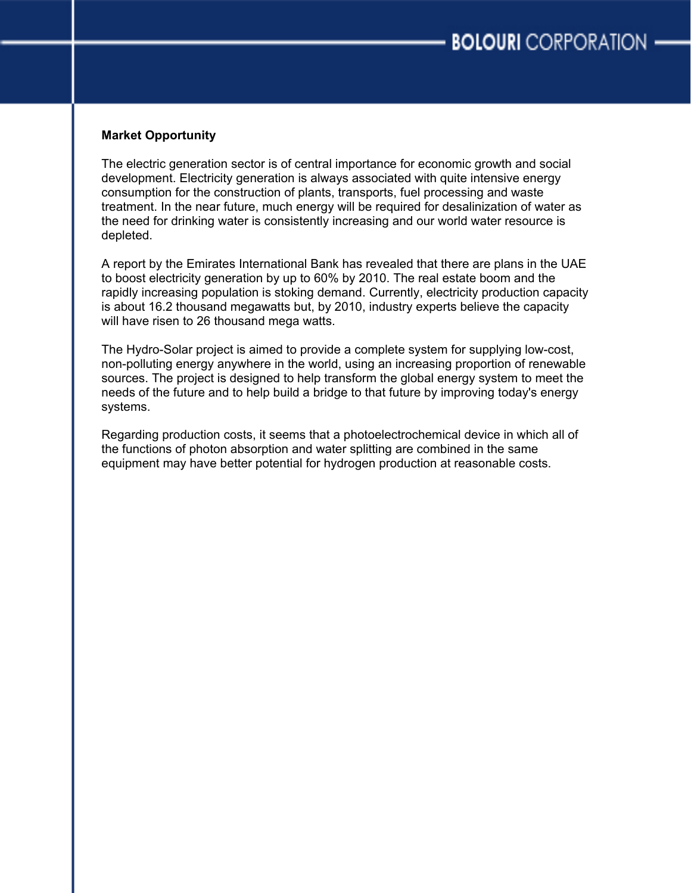**Market Opportunity**

The electric generation sector is of central importance for economic growth and social development. Electricity generation is always associated with quite intensive energy consumption for the construction of plants, transports, fuel processing and waste treatment. In the near future, much energy will be required for desalinization of water as the need for drinking water is consistently increasing and our world water resource is depleted.

A report by the Emirates International Bank has revealed that there are plans in the UAE to boost electricity generation by up to 60% by 2010. The real estate boom and the rapidly increasing population is stoking demand. Currently, electricity production capacity is about 16.2 thousand megawatts but, by 2010, industry experts believe the capacity will have risen to 26 thousand mega watts.

The Hydro-Solar project is aimed to provide a complete system for supplying low-cost, non-polluting energy anywhere in the world, using an increasing proportion of renewable sources. The project is designed to help transform the global energy system to meet the needs of the future and to help build a bridge to that future by improving today's energy systems.

Regarding production costs, it seems that a photoelectrochemical device in which all of the functions of photon absorption and water splitting are combined in the same equipment may have better potential for hydrogen production at reasonable costs.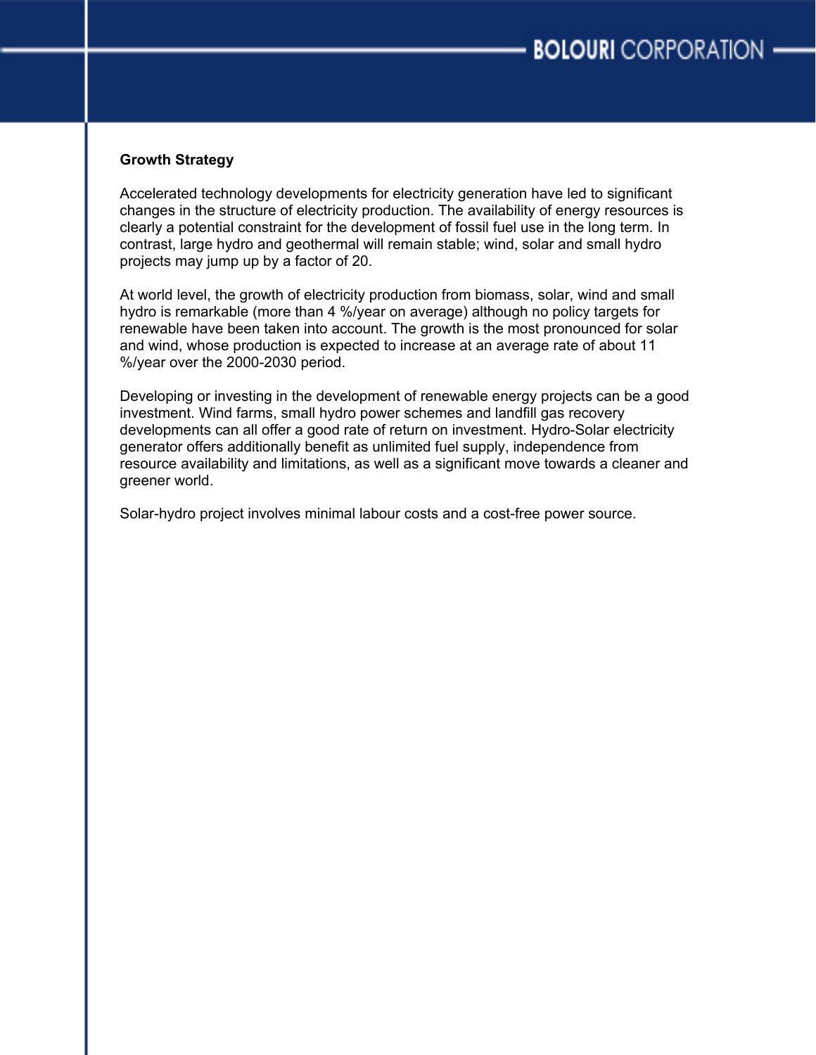**Growth Strategy**

Accelerated technology developments for electricity generation have led to significant changes in the structure of electricity production. The availability of energy resources is clearly a potential constraint for the development of fossil fuel use in the long term. In contrast, large hydro and geothermal will remain stable; wind, solar and small hydro projects may jump up by a factor of 20.

At world level, the growth of electricity production from biomass, solar, wind and small hydro is remarkable (more than 4 %/year on average) although no policy targets for renewable have been taken into account. The growth is the most pronounced for solar and wind, whose production is expected to increase at an average rate of about 11 %/year over the 2000-2030 period.

Developing or investing in the development of renewable energy projects can be a good investment. Wind farms, small hydro power schemes and landfill gas recovery developments can all offer a good rate of return on investment. Hydro-Solar electricity generator offers additionally benefit as unlimited fuel supply, independence from resource availability and limitations, as well as a significant move towards a cleaner and greener world.

Solar-hydro project involves minimal labour costs and a cost-free power source.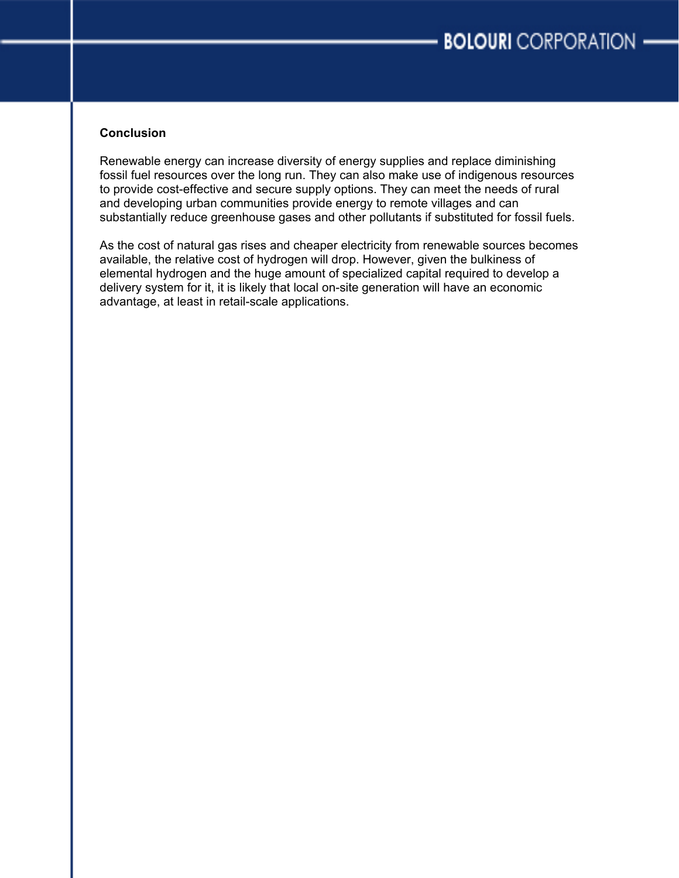**Conclusion**

Renewable energy can increase diversity of energy supplies and replace diminishing fossil fuel resources over the long run. They can also make use of indigenous resources to provide cost-effective and secure supply options. They can meet the needs of rural and developing urban communities provide energy to remote villages and can substantially reduce greenhouse gases and other pollutants if substituted for fossil fuels.

As the cost of natural gas rises and cheaper electricity from renewable sources becomes available, the relative cost of hydrogen will drop. However, given the bulkiness of elemental hydrogen and the huge amount of specialized capital required to develop a delivery system for it, it is likely that local on-site generation will have an economic advantage, at least in retail-scale applications.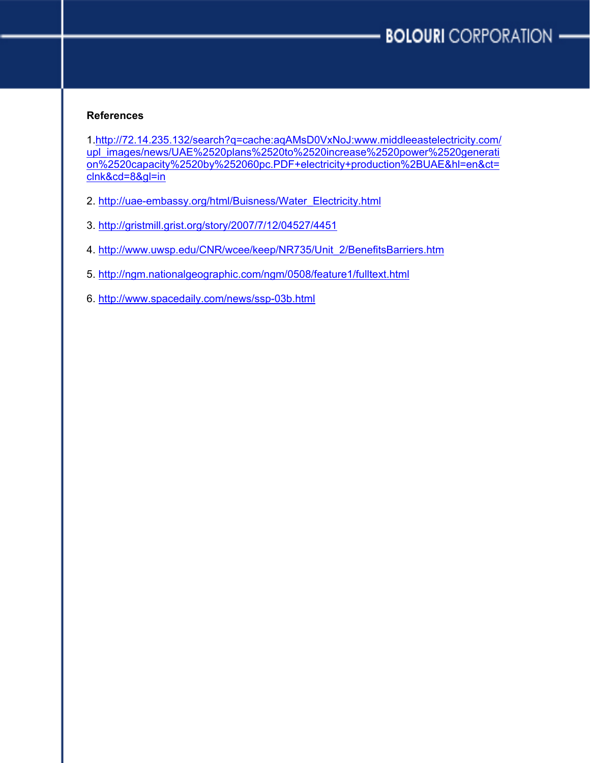**References**

1. http://72.14.235.132/search?q=cache:aqAMsD0VxNoJ:www.middleeastelectricity.com/upl_images/news/UAE%2520plans%2520to%2520increase%2520power%2520generation%2520capacity%2520by%252060pc.PDF+electricity+production%2BUAE&hl=en&ct=clnk&cd=8&gl=in

2. http://uae-embassy.org/html/Buisness/Water_Electricity.html

3. http://gristmill.grist.org/story/2007/7/12/04527/4451

4. http://www.uwsp.edu/CNR/wcee/keep/NR735/Unit_2/BenefitsBarriers.htm

5. http://ngm.nationalgeographic.com/ngm/0508/feature1/fulltext.html

6. http://www.spacedaily.com/news/ssp-03b.html